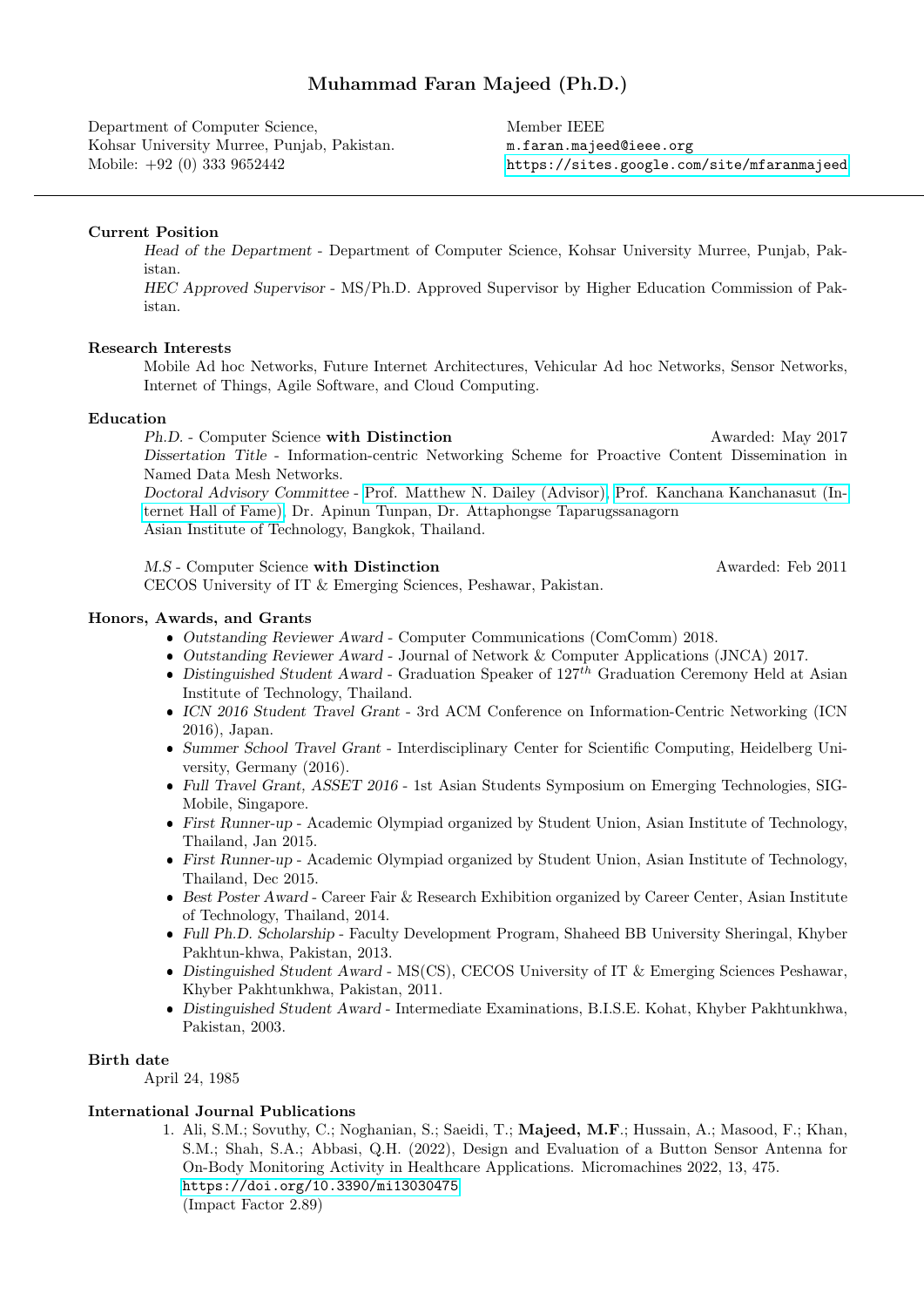# Muhammad Faran Majeed (Ph.D.)

Department of Computer Science,
Kohsar University Murree, Punjab, Pakistan.
Mobile: +92 (0) 333 9652442

Member IEEE
m.faran.majeed@ieee.org
https://sites.google.com/site/mfaranmajeed

---

## Current Position

*Head of the Department* - Department of Computer Science, Kohsar University Murree, Punjab, Pakistan.

*HEC Approved Supervisor* - MS/Ph.D. Approved Supervisor by Higher Education Commission of Pakistan.

## Research Interests

Mobile Ad hoc Networks, Future Internet Architectures, Vehicular Ad hoc Networks, Sensor Networks, Internet of Things, Agile Software, and Cloud Computing.

## Education

*Ph.D.* - Computer Science **with Distinction** — Awarded: May 2017

*Dissertation Title* - Information-centric Networking Scheme for Proactive Content Dissemination in Named Data Mesh Networks.

*Doctoral Advisory Committee* - Prof. Matthew N. Dailey (Advisor), Prof. Kanchana Kanchanasut (Internet Hall of Fame), Dr. Apinun Tunpan, Dr. Attaphongse Taparugssanagorn

Asian Institute of Technology, Bangkok, Thailand.

*M.S* - Computer Science **with Distinction** — Awarded: Feb 2011

CECOS University of IT & Emerging Sciences, Peshawar, Pakistan.

## Honors, Awards, and Grants

- *Outstanding Reviewer Award* - Computer Communications (ComComm) 2018.
- *Outstanding Reviewer Award* - Journal of Network & Computer Applications (JNCA) 2017.
- *Distinguished Student Award* - Graduation Speaker of $127^{th}$ Graduation Ceremony Held at Asian Institute of Technology, Thailand.
- *ICN 2016 Student Travel Grant* - 3rd ACM Conference on Information-Centric Networking (ICN 2016), Japan.
- *Summer School Travel Grant* - Interdisciplinary Center for Scientific Computing, Heidelberg University, Germany (2016).
- *Full Travel Grant, ASSET 2016* - 1st Asian Students Symposium on Emerging Technologies, SIGMobile, Singapore.
- *First Runner-up* - Academic Olympiad organized by Student Union, Asian Institute of Technology, Thailand, Jan 2015.
- *First Runner-up* - Academic Olympiad organized by Student Union, Asian Institute of Technology, Thailand, Dec 2015.
- *Best Poster Award* - Career Fair & Research Exhibition organized by Career Center, Asian Institute of Technology, Thailand, 2014.
- *Full Ph.D. Scholarship* - Faculty Development Program, Shaheed BB University Sheringal, Khyber Pakhtun-khwa, Pakistan, 2013.
- *Distinguished Student Award* - MS(CS), CECOS University of IT & Emerging Sciences Peshawar, Khyber Pakhtunkhwa, Pakistan, 2011.
- *Distinguished Student Award* - Intermediate Examinations, B.I.S.E. Kohat, Khyber Pakhtunkhwa, Pakistan, 2003.

## Birth date

April 24, 1985

## International Journal Publications

1. Ali, S.M.; Sovuthy, C.; Noghanian, S.; Saeidi, T.; **Majeed, M.F**.; Hussain, A.; Masood, F.; Khan, S.M.; Shah, S.A.; Abbasi, Q.H. (2022), Design and Evaluation of a Button Sensor Antenna for On-Body Monitoring Activity in Healthcare Applications. Micromachines 2022, 13, 475. https://doi.org/10.3390/mi13030475
(Impact Factor 2.89)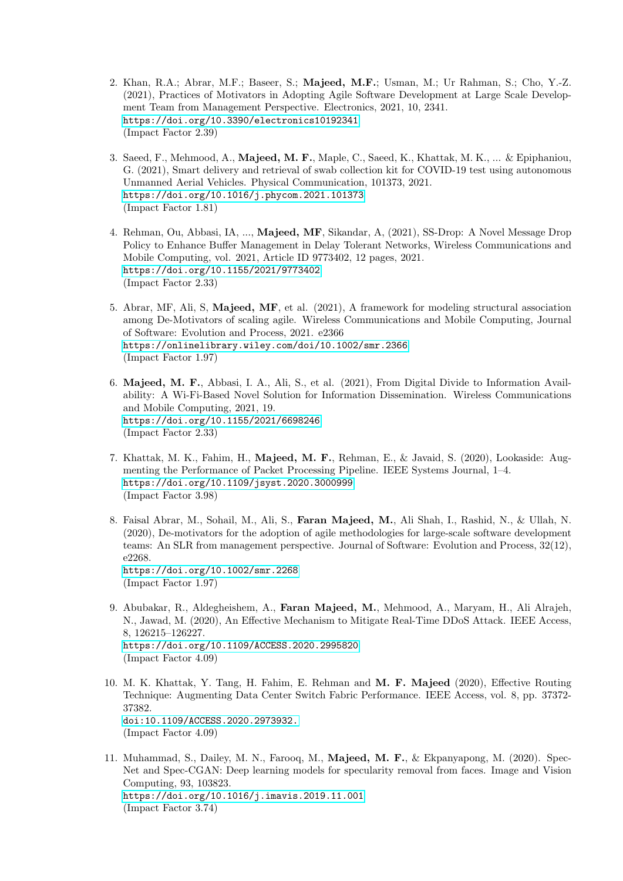2. Khan, R.A.; Abrar, M.F.; Baseer, S.; **Majeed, M.F.**; Usman, M.; Ur Rahman, S.; Cho, Y.-Z. (2021), Practices of Motivators in Adopting Agile Software Development at Large Scale Development Team from Management Perspective. Electronics, 2021, 10, 2341.
   `https://doi.org/10.3390/electronics10192341`
   (Impact Factor 2.39)

3. Saeed, F., Mehmood, A., **Majeed, M. F.**, Maple, C., Saeed, K., Khattak, M. K., ... & Epiphaniou, G. (2021), Smart delivery and retrieval of swab collection kit for COVID-19 test using autonomous Unmanned Aerial Vehicles. Physical Communication, 101373, 2021.
   `https://doi.org/10.1016/j.phycom.2021.101373`
   (Impact Factor 1.81)

4. Rehman, Ou, Abbasi, IA, ..., **Majeed, MF**, Sikandar, A, (2021), SS-Drop: A Novel Message Drop Policy to Enhance Buffer Management in Delay Tolerant Networks, Wireless Communications and Mobile Computing, vol. 2021, Article ID 9773402, 12 pages, 2021.
   `https://doi.org/10.1155/2021/9773402`
   (Impact Factor 2.33)

5. Abrar, MF, Ali, S, **Majeed, MF**, et al. (2021), A framework for modeling structural association among De-Motivators of scaling agile. Wireless Communications and Mobile Computing, Journal of Software: Evolution and Process, 2021. e2366
   `https://onlinelibrary.wiley.com/doi/10.1002/smr.2366`
   (Impact Factor 1.97)

6. **Majeed, M. F.**, Abbasi, I. A., Ali, S., et al. (2021), From Digital Divide to Information Availability: A Wi-Fi-Based Novel Solution for Information Dissemination. Wireless Communications and Mobile Computing, 2021, 19.
   `https://doi.org/10.1155/2021/6698246`
   (Impact Factor 2.33)

7. Khattak, M. K., Fahim, H., **Majeed, M. F.**, Rehman, E., & Javaid, S. (2020), Lookaside: Augmenting the Performance of Packet Processing Pipeline. IEEE Systems Journal, 1–4.
   `https://doi.org/10.1109/jsyst.2020.3000999`
   (Impact Factor 3.98)

8. Faisal Abrar, M., Sohail, M., Ali, S., **Faran Majeed, M.**, Ali Shah, I., Rashid, N., & Ullah, N. (2020), De-motivators for the adoption of agile methodologies for large-scale software development teams: An SLR from management perspective. Journal of Software: Evolution and Process, 32(12), e2268.
   `https://doi.org/10.1002/smr.2268`
   (Impact Factor 1.97)

9. Abubakar, R., Aldegheishem, A., **Faran Majeed, M.**, Mehmood, A., Maryam, H., Ali Alrajeh, N., Jawad, M. (2020), An Effective Mechanism to Mitigate Real-Time DDoS Attack. IEEE Access, 8, 126215–126227.
   `https://doi.org/10.1109/ACCESS.2020.2995820`
   (Impact Factor 4.09)

10. M. K. Khattak, Y. Tang, H. Fahim, E. Rehman and **M. F. Majeed** (2020), Effective Routing Technique: Augmenting Data Center Switch Fabric Performance. IEEE Access, vol. 8, pp. 37372-37382.
    `doi:10.1109/ACCESS.2020.2973932.`
    (Impact Factor 4.09)

11. Muhammad, S., Dailey, M. N., Farooq, M., **Majeed, M. F.**, & Ekpanyapong, M. (2020). Spec-Net and Spec-CGAN: Deep learning models for specularity removal from faces. Image and Vision Computing, 93, 103823.
    `https://doi.org/10.1016/j.imavis.2019.11.001`
    (Impact Factor 3.74)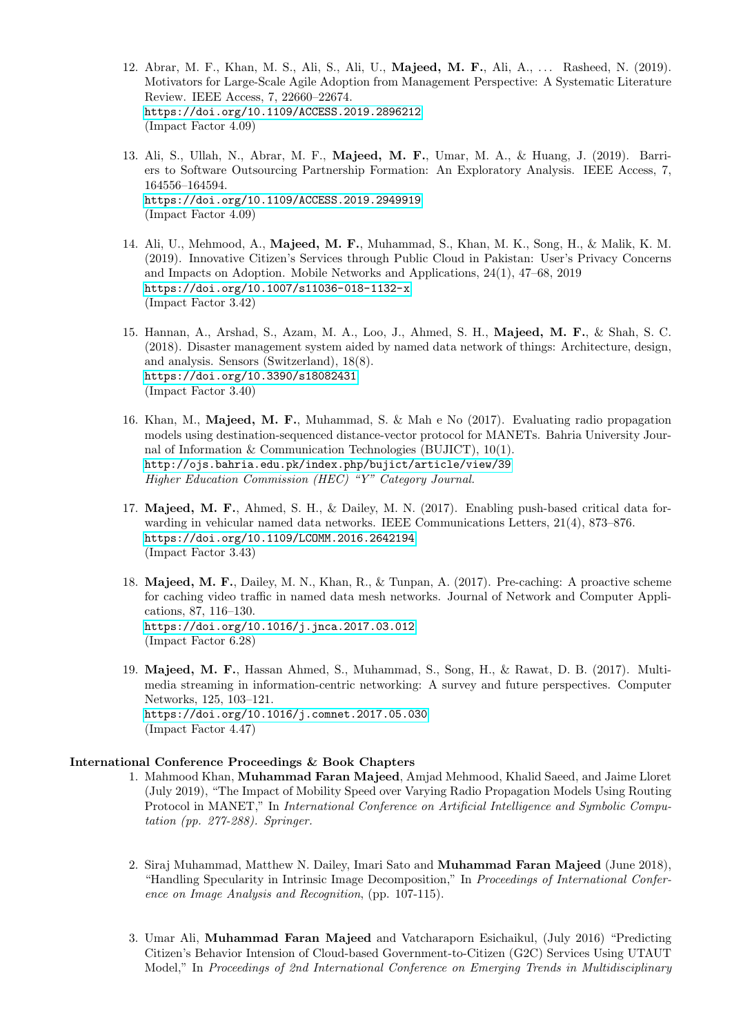12. Abrar, M. F., Khan, M. S., Ali, S., Ali, U., **Majeed, M. F.**, Ali, A., . . . Rasheed, N. (2019). Motivators for Large-Scale Agile Adoption from Management Perspective: A Systematic Literature Review. IEEE Access, 7, 22660–22674.
    https://doi.org/10.1109/ACCESS.2019.2896212
    (Impact Factor 4.09)

13. Ali, S., Ullah, N., Abrar, M. F., **Majeed, M. F.**, Umar, M. A., & Huang, J. (2019). Barriers to Software Outsourcing Partnership Formation: An Exploratory Analysis. IEEE Access, 7, 164556–164594.
    https://doi.org/10.1109/ACCESS.2019.2949919
    (Impact Factor 4.09)

14. Ali, U., Mehmood, A., **Majeed, M. F.**, Muhammad, S., Khan, M. K., Song, H., & Malik, K. M. (2019). Innovative Citizen's Services through Public Cloud in Pakistan: User's Privacy Concerns and Impacts on Adoption. Mobile Networks and Applications, 24(1), 47–68, 2019
    https://doi.org/10.1007/s11036-018-1132-x
    (Impact Factor 3.42)

15. Hannan, A., Arshad, S., Azam, M. A., Loo, J., Ahmed, S. H., **Majeed, M. F.**, & Shah, S. C. (2018). Disaster management system aided by named data network of things: Architecture, design, and analysis. Sensors (Switzerland), 18(8).
    https://doi.org/10.3390/s18082431
    (Impact Factor 3.40)

16. Khan, M., **Majeed, M. F.**, Muhammad, S. & Mah e No (2017). Evaluating radio propagation models using destination-sequenced distance-vector protocol for MANETs. Bahria University Journal of Information & Communication Technologies (BUJICT), 10(1).
    http://ojs.bahria.edu.pk/index.php/bujict/article/view/39
    *Higher Education Commission (HEC) "Y" Category Journal.*

17. **Majeed, M. F.**, Ahmed, S. H., & Dailey, M. N. (2017). Enabling push-based critical data forwarding in vehicular named data networks. IEEE Communications Letters, 21(4), 873–876.
    https://doi.org/10.1109/LCOMM.2016.2642194
    (Impact Factor 3.43)

18. **Majeed, M. F.**, Dailey, M. N., Khan, R., & Tunpan, A. (2017). Pre-caching: A proactive scheme for caching video traffic in named data mesh networks. Journal of Network and Computer Applications, 87, 116–130.
    https://doi.org/10.1016/j.jnca.2017.03.012
    (Impact Factor 6.28)

19. **Majeed, M. F.**, Hassan Ahmed, S., Muhammad, S., Song, H., & Rawat, D. B. (2017). Multimedia streaming in information-centric networking: A survey and future perspectives. Computer Networks, 125, 103–121.
    https://doi.org/10.1016/j.comnet.2017.05.030
    (Impact Factor 4.47)

**International Conference Proceedings & Book Chapters**

1. Mahmood Khan, **Muhammad Faran Majeed**, Amjad Mehmood, Khalid Saeed, and Jaime Lloret (July 2019), "The Impact of Mobility Speed over Varying Radio Propagation Models Using Routing Protocol in MANET," In *International Conference on Artificial Intelligence and Symbolic Computation (pp. 277-288). Springer.*

2. Siraj Muhammad, Matthew N. Dailey, Imari Sato and **Muhammad Faran Majeed** (June 2018), "Handling Specularity in Intrinsic Image Decomposition," In *Proceedings of International Conference on Image Analysis and Recognition*, (pp. 107-115).

3. Umar Ali, **Muhammad Faran Majeed** and Vatcharaporn Esichaikul, (July 2016) "Predicting Citizen's Behavior Intension of Cloud-based Government-to-Citizen (G2C) Services Using UTAUT Model," In *Proceedings of 2nd International Conference on Emerging Trends in Multidisciplinary*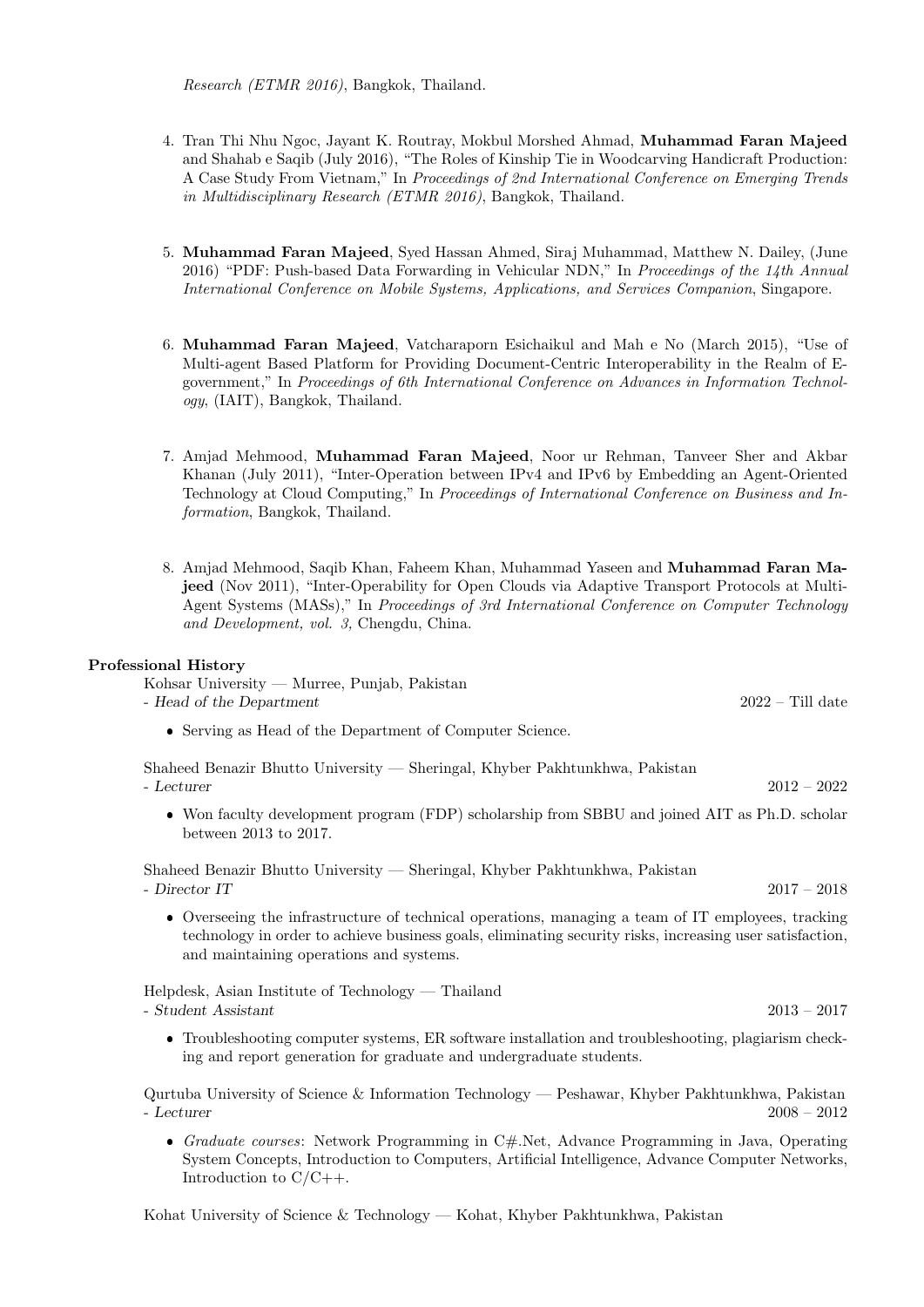*Research (ETMR 2016)*, Bangkok, Thailand.

4. Tran Thi Nhu Ngoc, Jayant K. Routray, Mokbul Morshed Ahmad, **Muhammad Faran Majeed** and Shahab e Saqib (July 2016), "The Roles of Kinship Tie in Woodcarving Handicraft Production: A Case Study From Vietnam," In *Proceedings of 2nd International Conference on Emerging Trends in Multidisciplinary Research (ETMR 2016)*, Bangkok, Thailand.

5. **Muhammad Faran Majeed**, Syed Hassan Ahmed, Siraj Muhammad, Matthew N. Dailey, (June 2016) "PDF: Push-based Data Forwarding in Vehicular NDN," In *Proceedings of the 14th Annual International Conference on Mobile Systems, Applications, and Services Companion*, Singapore.

6. **Muhammad Faran Majeed**, Vatcharaporn Esichaikul and Mah e No (March 2015), "Use of Multi-agent Based Platform for Providing Document-Centric Interoperability in the Realm of E-government," In *Proceedings of 6th International Conference on Advances in Information Technology*, (IAIT), Bangkok, Thailand.

7. Amjad Mehmood, **Muhammad Faran Majeed**, Noor ur Rehman, Tanveer Sher and Akbar Khanan (July 2011), "Inter-Operation between IPv4 and IPv6 by Embedding an Agent-Oriented Technology at Cloud Computing," In *Proceedings of International Conference on Business and Information*, Bangkok, Thailand.

8. Amjad Mehmood, Saqib Khan, Faheem Khan, Muhammad Yaseen and **Muhammad Faran Majeed** (Nov 2011), "Inter-Operability for Open Clouds via Adaptive Transport Protocols at Multi-Agent Systems (MASs)," In *Proceedings of 3rd International Conference on Computer Technology and Development, vol. 3,* Chengdu, China.

**Professional History**

Kohsar University — Murree, Punjab, Pakistan
*- Head of the Department* 2022 – Till date

- Serving as Head of the Department of Computer Science.

Shaheed Benazir Bhutto University — Sheringal, Khyber Pakhtunkhwa, Pakistan
*- Lecturer* 2012 – 2022

- Won faculty development program (FDP) scholarship from SBBU and joined AIT as Ph.D. scholar between 2013 to 2017.

Shaheed Benazir Bhutto University — Sheringal, Khyber Pakhtunkhwa, Pakistan
*- Director IT* 2017 – 2018

- Overseeing the infrastructure of technical operations, managing a team of IT employees, tracking technology in order to achieve business goals, eliminating security risks, increasing user satisfaction, and maintaining operations and systems.

Helpdesk, Asian Institute of Technology — Thailand
*- Student Assistant* 2013 – 2017

- Troubleshooting computer systems, ER software installation and troubleshooting, plagiarism checking and report generation for graduate and undergraduate students.

Qurtuba University of Science & Information Technology — Peshawar, Khyber Pakhtunkhwa, Pakistan
*- Lecturer* 2008 – 2012

- *Graduate courses*: Network Programming in C#.Net, Advance Programming in Java, Operating System Concepts, Introduction to Computers, Artificial Intelligence, Advance Computer Networks, Introduction to C/C++.

Kohat University of Science & Technology — Kohat, Khyber Pakhtunkhwa, Pakistan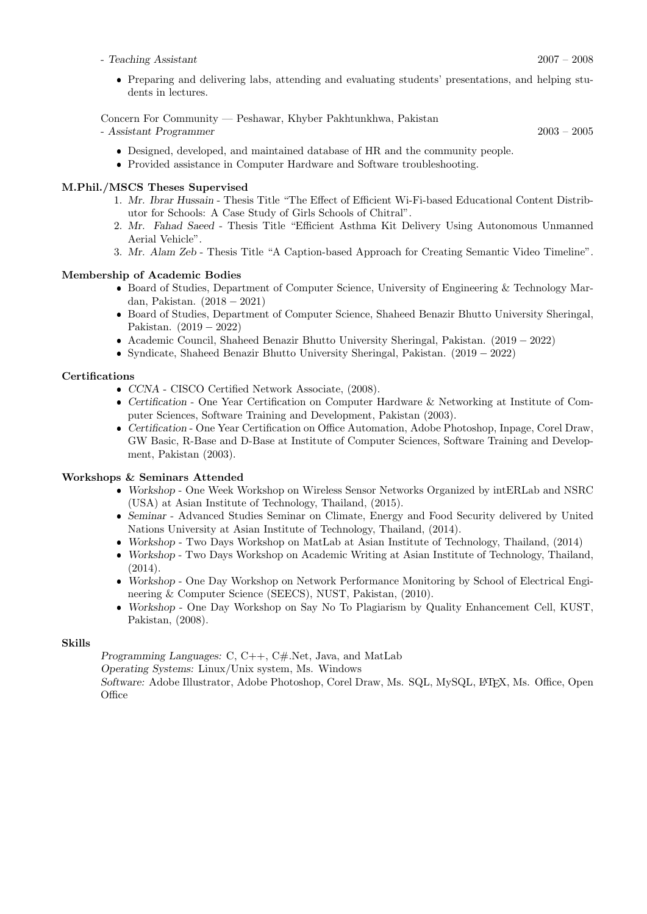- *Teaching Assistant* 2007 – 2008

- Preparing and delivering labs, attending and evaluating students' presentations, and helping students in lectures.

Concern For Community — Peshawar, Khyber Pakhtunkhwa, Pakistan
- *Assistant Programmer* 2003 – 2005

- Designed, developed, and maintained database of HR and the community people.
- Provided assistance in Computer Hardware and Software troubleshooting.

### M.Phil./MSCS Theses Supervised

1. *Mr. Ibrar Hussain* - Thesis Title "The Effect of Efficient Wi-Fi-based Educational Content Distributor for Schools: A Case Study of Girls Schools of Chitral".
2. *Mr. Fahad Saeed* - Thesis Title "Efficient Asthma Kit Delivery Using Autonomous Unmanned Aerial Vehicle".
3. *Mr. Alam Zeb* - Thesis Title "A Caption-based Approach for Creating Semantic Video Timeline".

### Membership of Academic Bodies

- Board of Studies, Department of Computer Science, University of Engineering & Technology Mardan, Pakistan. (2018 − 2021)
- Board of Studies, Department of Computer Science, Shaheed Benazir Bhutto University Sheringal, Pakistan. (2019 − 2022)
- Academic Council, Shaheed Benazir Bhutto University Sheringal, Pakistan. (2019 − 2022)
- Syndicate, Shaheed Benazir Bhutto University Sheringal, Pakistan. (2019 − 2022)

### Certifications

- *CCNA* - CISCO Certified Network Associate, (2008).
- *Certification* - One Year Certification on Computer Hardware & Networking at Institute of Computer Sciences, Software Training and Development, Pakistan (2003).
- *Certification* - One Year Certification on Office Automation, Adobe Photoshop, Inpage, Corel Draw, GW Basic, R-Base and D-Base at Institute of Computer Sciences, Software Training and Development, Pakistan (2003).

### Workshops & Seminars Attended

- *Workshop* - One Week Workshop on Wireless Sensor Networks Organized by intERLab and NSRC (USA) at Asian Institute of Technology, Thailand, (2015).
- *Seminar* - Advanced Studies Seminar on Climate, Energy and Food Security delivered by United Nations University at Asian Institute of Technology, Thailand, (2014).
- *Workshop* - Two Days Workshop on MatLab at Asian Institute of Technology, Thailand, (2014)
- *Workshop* - Two Days Workshop on Academic Writing at Asian Institute of Technology, Thailand, (2014).
- *Workshop* - One Day Workshop on Network Performance Monitoring by School of Electrical Engineering & Computer Science (SEECS), NUST, Pakistan, (2010).
- *Workshop* - One Day Workshop on Say No To Plagiarism by Quality Enhancement Cell, KUST, Pakistan, (2008).

### Skills

*Programming Languages:* C, C++, C#.Net, Java, and MatLab
*Operating Systems:* Linux/Unix system, Ms. Windows
*Software:* Adobe Illustrator, Adobe Photoshop, Corel Draw, Ms. SQL, MySQL, LaTeX, Ms. Office, Open Office